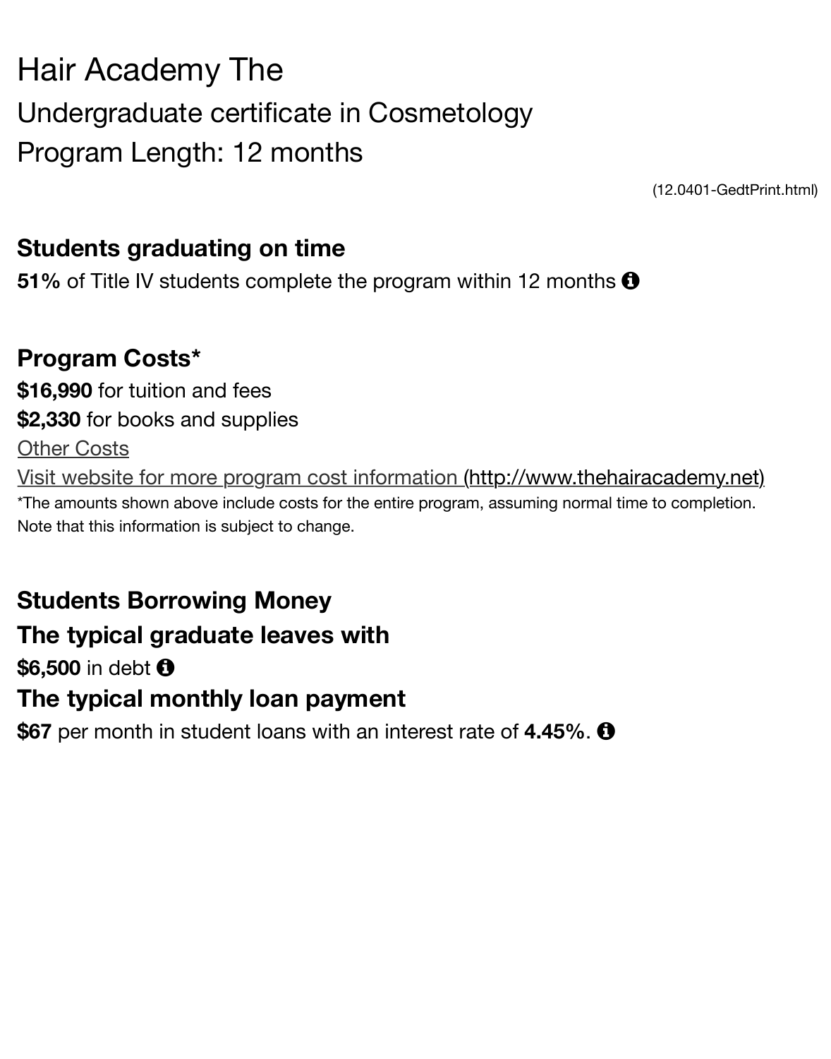# Hair Academy The

## Undergraduate certificate in Cosmetology

## Program Length: 12 months

(12.0401-GedtPrint.html)

### Students graduating on time

**51%** of Title IV students complete the program within 12 months

### Program Costs*

**$16,990** for tuition and fees

**$2,330** for books and supplies

Other Costs

Visit website for more program cost information (http://www.thehairacademy.net)

*The amounts shown above include costs for the entire program, assuming normal time to completion. Note that this information is subject to change.

### Students Borrowing Money

### The typical graduate leaves with

**$6,500** in debt

### The typical monthly loan payment

**$67** per month in student loans with an interest rate of **4.45%**.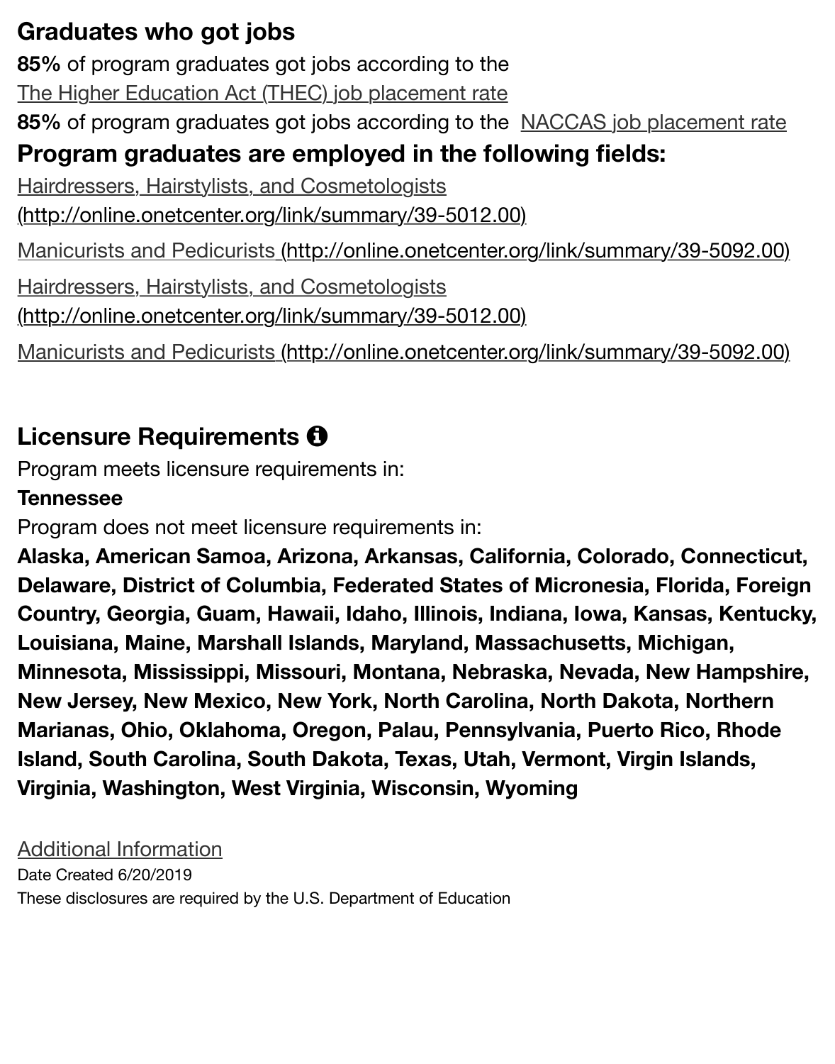## Graduates who got jobs

**85%** of program graduates got jobs according to the
The Higher Education Act (THEC) job placement rate
**85%** of program graduates got jobs according to the NACCAS job placement rate

## Program graduates are employed in the following fields:

Hairdressers, Hairstylists, and Cosmetologists
(http://online.onetcenter.org/link/summary/39-5012.00)

Manicurists and Pedicurists (http://online.onetcenter.org/link/summary/39-5092.00)

Hairdressers, Hairstylists, and Cosmetologists
(http://online.onetcenter.org/link/summary/39-5012.00)

Manicurists and Pedicurists (http://online.onetcenter.org/link/summary/39-5092.00)

## Licensure Requirements

Program meets licensure requirements in:
**Tennessee**
Program does not meet licensure requirements in:
**Alaska, American Samoa, Arizona, Arkansas, California, Colorado, Connecticut, Delaware, District of Columbia, Federated States of Micronesia, Florida, Foreign Country, Georgia, Guam, Hawaii, Idaho, Illinois, Indiana, Iowa, Kansas, Kentucky, Louisiana, Maine, Marshall Islands, Maryland, Massachusetts, Michigan, Minnesota, Mississippi, Missouri, Montana, Nebraska, Nevada, New Hampshire, New Jersey, New Mexico, New York, North Carolina, North Dakota, Northern Marianas, Ohio, Oklahoma, Oregon, Palau, Pennsylvania, Puerto Rico, Rhode Island, South Carolina, South Dakota, Texas, Utah, Vermont, Virgin Islands, Virginia, Washington, West Virginia, Wisconsin, Wyoming**

Additional Information
Date Created 6/20/2019
These disclosures are required by the U.S. Department of Education